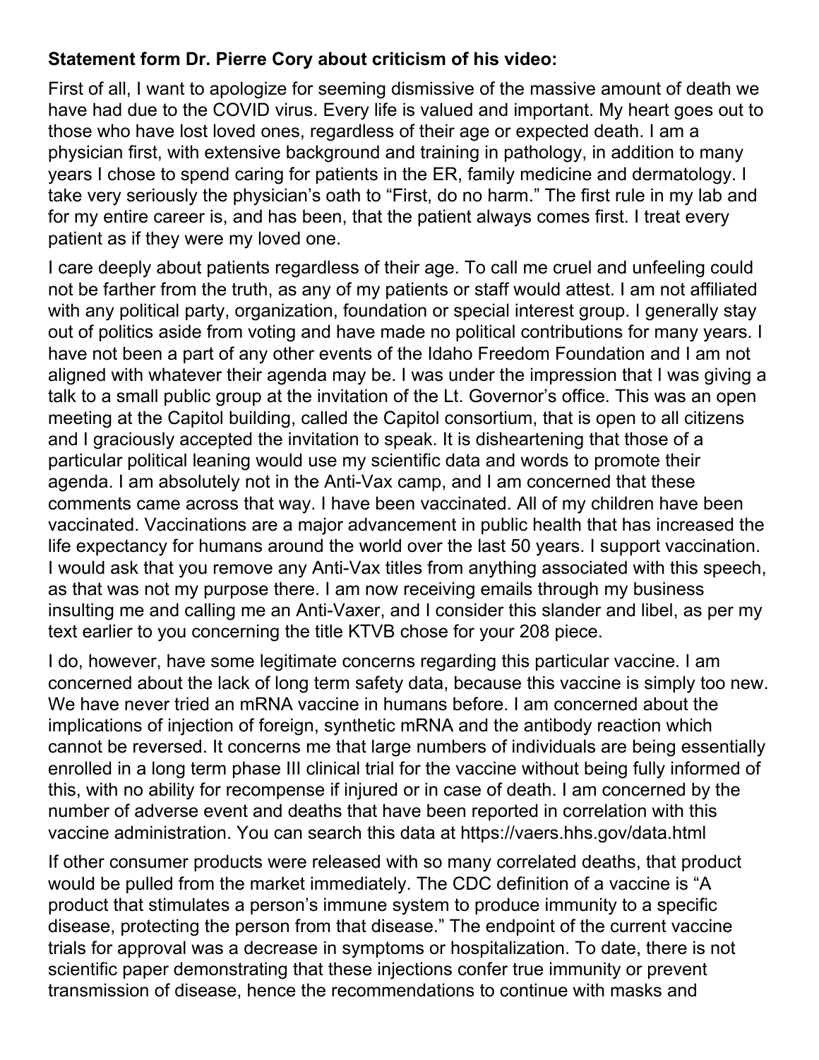**Statement form Dr. Pierre Cory about criticism of his video:**

First of all, I want to apologize for seeming dismissive of the massive amount of death we have had due to the COVID virus. Every life is valued and important. My heart goes out to those who have lost loved ones, regardless of their age or expected death. I am a physician first, with extensive background and training in pathology, in addition to many years I chose to spend caring for patients in the ER, family medicine and dermatology. I take very seriously the physician's oath to "First, do no harm." The first rule in my lab and for my entire career is, and has been, that the patient always comes first. I treat every patient as if they were my loved one.

I care deeply about patients regardless of their age. To call me cruel and unfeeling could not be farther from the truth, as any of my patients or staff would attest. I am not affiliated with any political party, organization, foundation or special interest group. I generally stay out of politics aside from voting and have made no political contributions for many years. I have not been a part of any other events of the Idaho Freedom Foundation and I am not aligned with whatever their agenda may be. I was under the impression that I was giving a talk to a small public group at the invitation of the Lt. Governor's office. This was an open meeting at the Capitol building, called the Capitol consortium, that is open to all citizens and I graciously accepted the invitation to speak. It is disheartening that those of a particular political leaning would use my scientific data and words to promote their agenda. I am absolutely not in the Anti-Vax camp, and I am concerned that these comments came across that way. I have been vaccinated. All of my children have been vaccinated. Vaccinations are a major advancement in public health that has increased the life expectancy for humans around the world over the last 50 years. I support vaccination. I would ask that you remove any Anti-Vax titles from anything associated with this speech, as that was not my purpose there. I am now receiving emails through my business insulting me and calling me an Anti-Vaxer, and I consider this slander and libel, as per my text earlier to you concerning the title KTVB chose for your 208 piece.

I do, however, have some legitimate concerns regarding this particular vaccine. I am concerned about the lack of long term safety data, because this vaccine is simply too new. We have never tried an mRNA vaccine in humans before. I am concerned about the implications of injection of foreign, synthetic mRNA and the antibody reaction which cannot be reversed. It concerns me that large numbers of individuals are being essentially enrolled in a long term phase III clinical trial for the vaccine without being fully informed of this, with no ability for recompense if injured or in case of death. I am concerned by the number of adverse event and deaths that have been reported in correlation with this vaccine administration. You can search this data at https://vaers.hhs.gov/data.html

If other consumer products were released with so many correlated deaths, that product would be pulled from the market immediately. The CDC definition of a vaccine is "A product that stimulates a person's immune system to produce immunity to a specific disease, protecting the person from that disease." The endpoint of the current vaccine trials for approval was a decrease in symptoms or hospitalization. To date, there is not scientific paper demonstrating that these injections confer true immunity or prevent transmission of disease, hence the recommendations to continue with masks and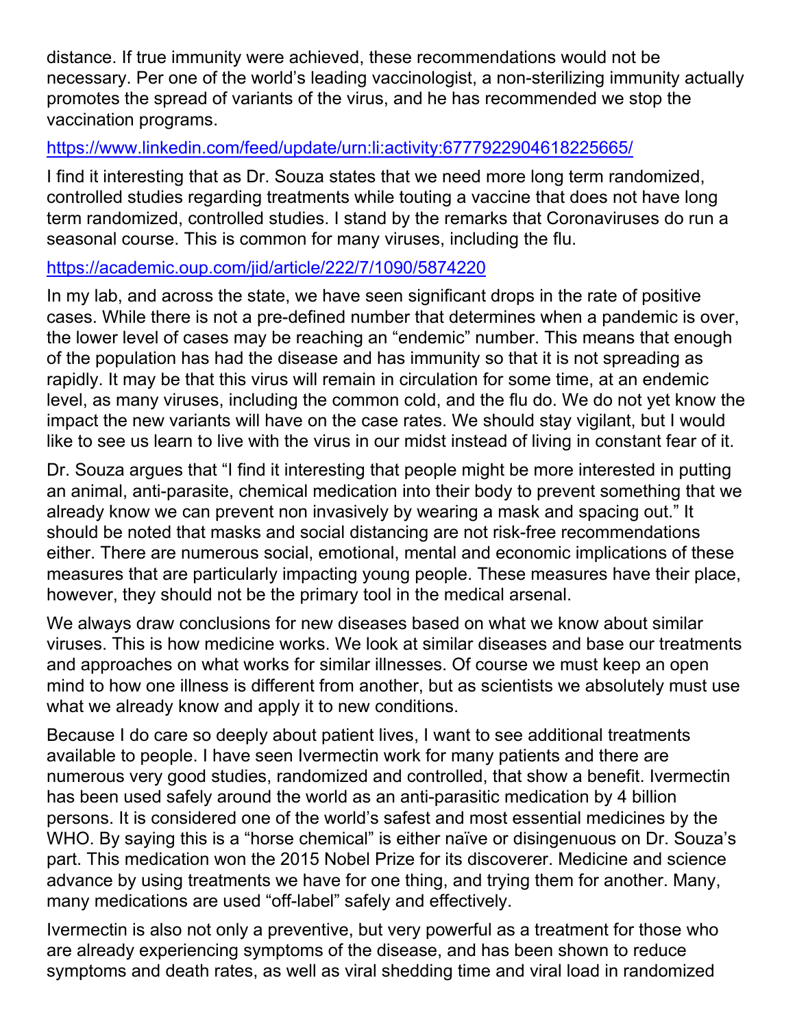distance. If true immunity were achieved, these recommendations would not be necessary. Per one of the world's leading vaccinologist, a non-sterilizing immunity actually promotes the spread of variants of the virus, and he has recommended we stop the vaccination programs.

https://www.linkedin.com/feed/update/urn:li:activity:6777922904618225665/

I find it interesting that as Dr. Souza states that we need more long term randomized, controlled studies regarding treatments while touting a vaccine that does not have long term randomized, controlled studies. I stand by the remarks that Coronaviruses do run a seasonal course. This is common for many viruses, including the flu.

https://academic.oup.com/jid/article/222/7/1090/5874220

In my lab, and across the state, we have seen significant drops in the rate of positive cases. While there is not a pre-defined number that determines when a pandemic is over, the lower level of cases may be reaching an "endemic" number. This means that enough of the population has had the disease and has immunity so that it is not spreading as rapidly. It may be that this virus will remain in circulation for some time, at an endemic level, as many viruses, including the common cold, and the flu do. We do not yet know the impact the new variants will have on the case rates. We should stay vigilant, but I would like to see us learn to live with the virus in our midst instead of living in constant fear of it.

Dr. Souza argues that "I find it interesting that people might be more interested in putting an animal, anti-parasite, chemical medication into their body to prevent something that we already know we can prevent non invasively by wearing a mask and spacing out." It should be noted that masks and social distancing are not risk-free recommendations either. There are numerous social, emotional, mental and economic implications of these measures that are particularly impacting young people. These measures have their place, however, they should not be the primary tool in the medical arsenal.

We always draw conclusions for new diseases based on what we know about similar viruses. This is how medicine works. We look at similar diseases and base our treatments and approaches on what works for similar illnesses. Of course we must keep an open mind to how one illness is different from another, but as scientists we absolutely must use what we already know and apply it to new conditions.

Because I do care so deeply about patient lives, I want to see additional treatments available to people. I have seen Ivermectin work for many patients and there are numerous very good studies, randomized and controlled, that show a benefit. Ivermectin has been used safely around the world as an anti-parasitic medication by 4 billion persons. It is considered one of the world's safest and most essential medicines by the WHO. By saying this is a "horse chemical" is either naïve or disingenuous on Dr. Souza's part. This medication won the 2015 Nobel Prize for its discoverer. Medicine and science advance by using treatments we have for one thing, and trying them for another. Many, many medications are used "off-label" safely and effectively.

Ivermectin is also not only a preventive, but very powerful as a treatment for those who are already experiencing symptoms of the disease, and has been shown to reduce symptoms and death rates, as well as viral shedding time and viral load in randomized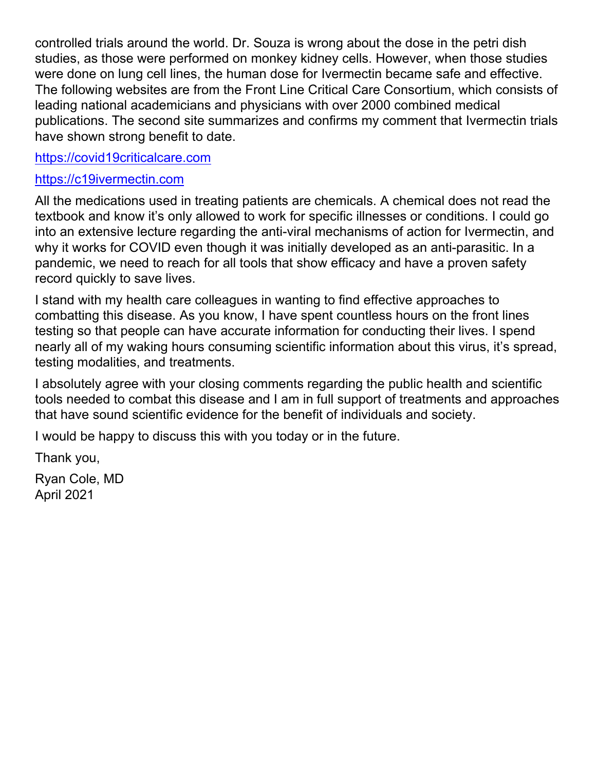controlled trials around the world. Dr. Souza is wrong about the dose in the petri dish studies, as those were performed on monkey kidney cells. However, when those studies were done on lung cell lines, the human dose for Ivermectin became safe and effective. The following websites are from the Front Line Critical Care Consortium, which consists of leading national academicians and physicians with over 2000 combined medical publications. The second site summarizes and confirms my comment that Ivermectin trials have shown strong benefit to date.

https://covid19criticalcare.com

https://c19ivermectin.com

All the medications used in treating patients are chemicals. A chemical does not read the textbook and know it's only allowed to work for specific illnesses or conditions. I could go into an extensive lecture regarding the anti-viral mechanisms of action for Ivermectin, and why it works for COVID even though it was initially developed as an anti-parasitic. In a pandemic, we need to reach for all tools that show efficacy and have a proven safety record quickly to save lives.

I stand with my health care colleagues in wanting to find effective approaches to combatting this disease. As you know, I have spent countless hours on the front lines testing so that people can have accurate information for conducting their lives. I spend nearly all of my waking hours consuming scientific information about this virus, it's spread, testing modalities, and treatments.

I absolutely agree with your closing comments regarding the public health and scientific tools needed to combat this disease and I am in full support of treatments and approaches that have sound scientific evidence for the benefit of individuals and society.

I would be happy to discuss this with you today or in the future.

Thank you,

Ryan Cole, MD
April 2021